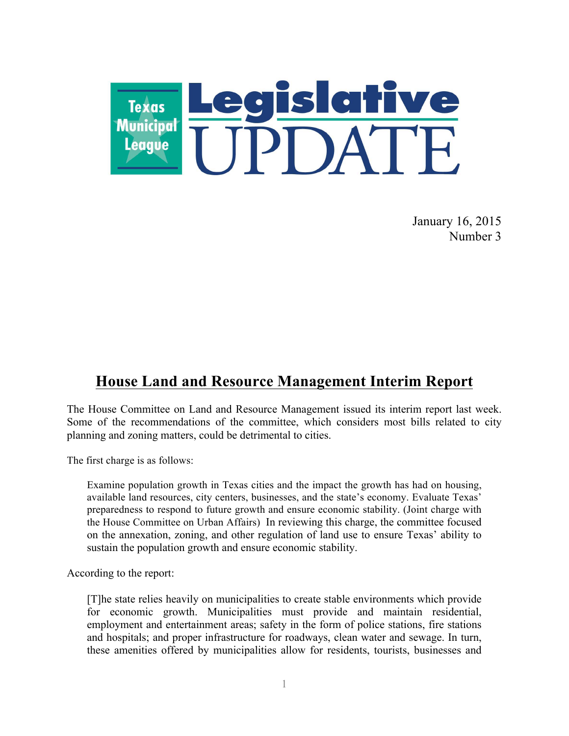Texas Municipal League

# Legislative UPDATE

January 16, 2015
Number 3

## House Land and Resource Management Interim Report

The House Committee on Land and Resource Management issued its interim report last week. Some of the recommendations of the committee, which considers most bills related to city planning and zoning matters, could be detrimental to cities.

The first charge is as follows:

> Examine population growth in Texas cities and the impact the growth has had on housing, available land resources, city centers, businesses, and the state's economy. Evaluate Texas' preparedness to respond to future growth and ensure economic stability. (Joint charge with the House Committee on Urban Affairs) In reviewing this charge, the committee focused on the annexation, zoning, and other regulation of land use to ensure Texas' ability to sustain the population growth and ensure economic stability.

According to the report:

> [T]he state relies heavily on municipalities to create stable environments which provide for economic growth. Municipalities must provide and maintain residential, employment and entertainment areas; safety in the form of police stations, fire stations and hospitals; and proper infrastructure for roadways, clean water and sewage. In turn, these amenities offered by municipalities allow for residents, tourists, businesses and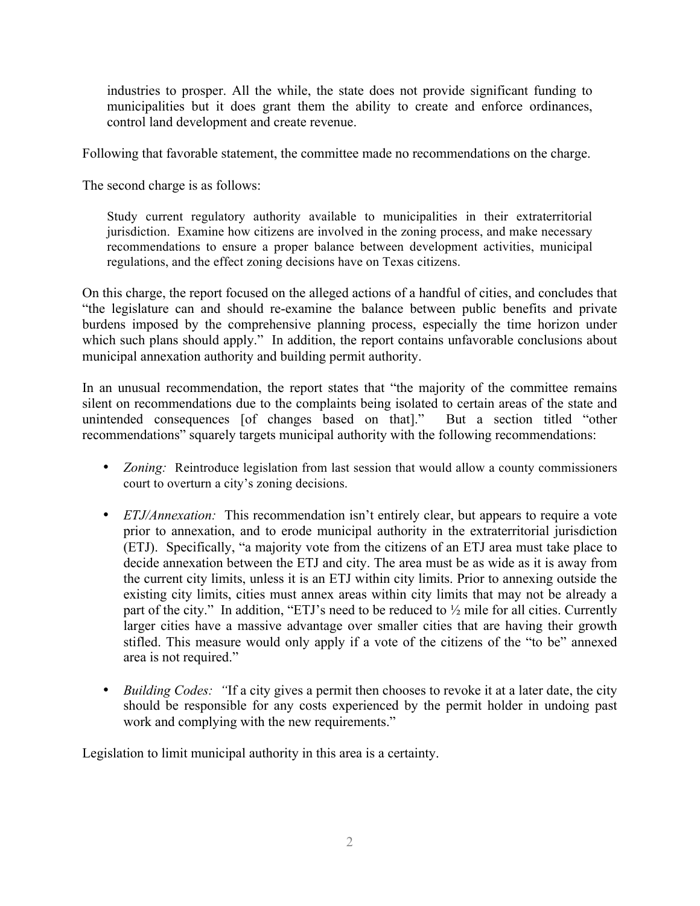> industries to prosper. All the while, the state does not provide significant funding to municipalities but it does grant them the ability to create and enforce ordinances, control land development and create revenue.

Following that favorable statement, the committee made no recommendations on the charge.

The second charge is as follows:

> Study current regulatory authority available to municipalities in their extraterritorial jurisdiction. Examine how citizens are involved in the zoning process, and make necessary recommendations to ensure a proper balance between development activities, municipal regulations, and the effect zoning decisions have on Texas citizens.

On this charge, the report focused on the alleged actions of a handful of cities, and concludes that "the legislature can and should re-examine the balance between public benefits and private burdens imposed by the comprehensive planning process, especially the time horizon under which such plans should apply." In addition, the report contains unfavorable conclusions about municipal annexation authority and building permit authority.

In an unusual recommendation, the report states that "the majority of the committee remains silent on recommendations due to the complaints being isolated to certain areas of the state and unintended consequences [of changes based on that]." But a section titled "other recommendations" squarely targets municipal authority with the following recommendations:

- *Zoning:* Reintroduce legislation from last session that would allow a county commissioners court to overturn a city's zoning decisions.

- *ETJ/Annexation:* This recommendation isn't entirely clear, but appears to require a vote prior to annexation, and to erode municipal authority in the extraterritorial jurisdiction (ETJ). Specifically, "a majority vote from the citizens of an ETJ area must take place to decide annexation between the ETJ and city. The area must be as wide as it is away from the current city limits, unless it is an ETJ within city limits. Prior to annexing outside the existing city limits, cities must annex areas within city limits that may not be already a part of the city." In addition, "ETJ's need to be reduced to ½ mile for all cities. Currently larger cities have a massive advantage over smaller cities that are having their growth stifled. This measure would only apply if a vote of the citizens of the "to be" annexed area is not required."

- *Building Codes: "*If a city gives a permit then chooses to revoke it at a later date, the city should be responsible for any costs experienced by the permit holder in undoing past work and complying with the new requirements."

Legislation to limit municipal authority in this area is a certainty.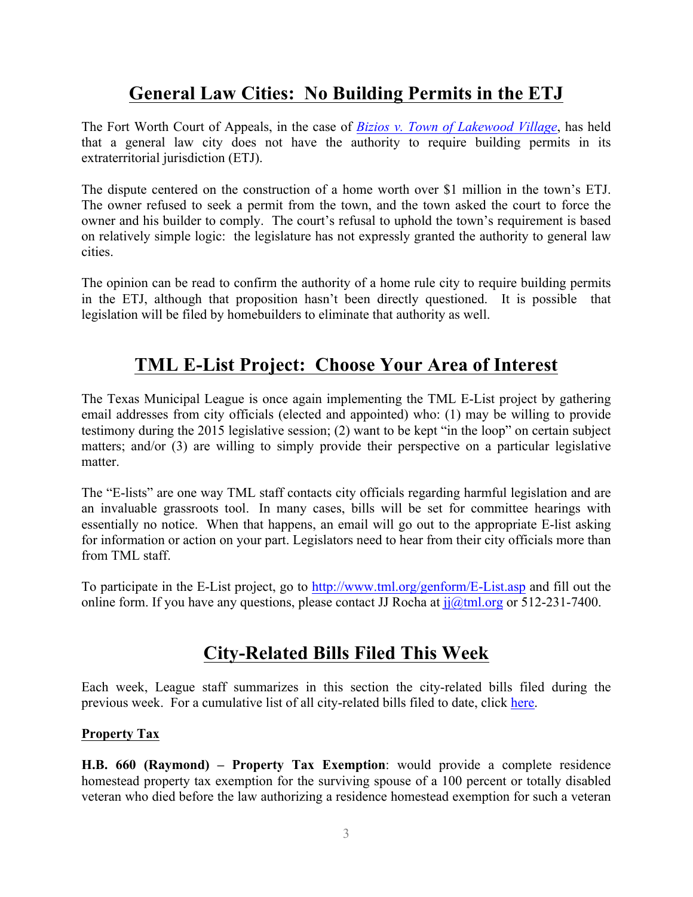## General Law Cities: No Building Permits in the ETJ

The Fort Worth Court of Appeals, in the case of *[Bizios v. Town of Lakewood Village](#)*, has held that a general law city does not have the authority to require building permits in its extraterritorial jurisdiction (ETJ).

The dispute centered on the construction of a home worth over $1 million in the town's ETJ. The owner refused to seek a permit from the town, and the town asked the court to force the owner and his builder to comply. The court's refusal to uphold the town's requirement is based on relatively simple logic: the legislature has not expressly granted the authority to general law cities.

The opinion can be read to confirm the authority of a home rule city to require building permits in the ETJ, although that proposition hasn't been directly questioned. It is possible that legislation will be filed by homebuilders to eliminate that authority as well.

## TML E-List Project: Choose Your Area of Interest

The Texas Municipal League is once again implementing the TML E-List project by gathering email addresses from city officials (elected and appointed) who: (1) may be willing to provide testimony during the 2015 legislative session; (2) want to be kept "in the loop" on certain subject matters; and/or (3) are willing to simply provide their perspective on a particular legislative matter.

The "E-lists" are one way TML staff contacts city officials regarding harmful legislation and are an invaluable grassroots tool. In many cases, bills will be set for committee hearings with essentially no notice. When that happens, an email will go out to the appropriate E-list asking for information or action on your part. Legislators need to hear from their city officials more than from TML staff.

To participate in the E-List project, go to http://www.tml.org/genform/E-List.asp and fill out the online form. If you have any questions, please contact JJ Rocha at jj@tml.org or 512-231-7400.

## City-Related Bills Filed This Week

Each week, League staff summarizes in this section the city-related bills filed during the previous week. For a cumulative list of all city-related bills filed to date, click here.

**Property Tax**

**H.B. 660 (Raymond) – Property Tax Exemption**: would provide a complete residence homestead property tax exemption for the surviving spouse of a 100 percent or totally disabled veteran who died before the law authorizing a residence homestead exemption for such a veteran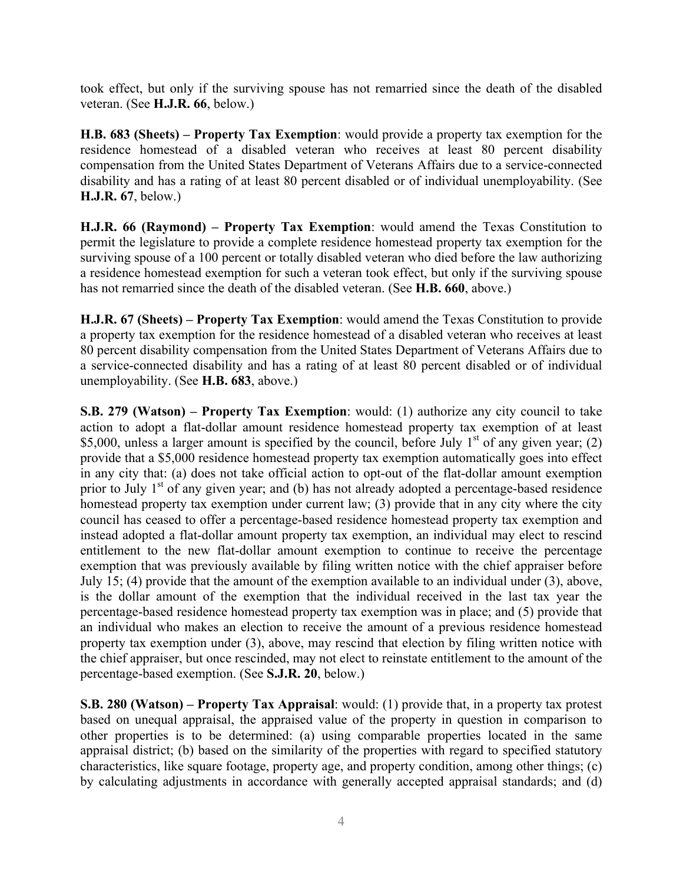took effect, but only if the surviving spouse has not remarried since the death of the disabled veteran. (See **H.J.R. 66**, below.)

**H.B. 683 (Sheets) – Property Tax Exemption**: would provide a property tax exemption for the residence homestead of a disabled veteran who receives at least 80 percent disability compensation from the United States Department of Veterans Affairs due to a service-connected disability and has a rating of at least 80 percent disabled or of individual unemployability. (See **H.J.R. 67**, below.)

**H.J.R. 66 (Raymond) – Property Tax Exemption**: would amend the Texas Constitution to permit the legislature to provide a complete residence homestead property tax exemption for the surviving spouse of a 100 percent or totally disabled veteran who died before the law authorizing a residence homestead exemption for such a veteran took effect, but only if the surviving spouse has not remarried since the death of the disabled veteran. (See **H.B. 660**, above.)

**H.J.R. 67 (Sheets) – Property Tax Exemption**: would amend the Texas Constitution to provide a property tax exemption for the residence homestead of a disabled veteran who receives at least 80 percent disability compensation from the United States Department of Veterans Affairs due to a service-connected disability and has a rating of at least 80 percent disabled or of individual unemployability. (See **H.B. 683**, above.)

**S.B. 279 (Watson) – Property Tax Exemption**: would: (1) authorize any city council to take action to adopt a flat-dollar amount residence homestead property tax exemption of at least \$5,000, unless a larger amount is specified by the council, before July 1st of any given year; (2) provide that a \$5,000 residence homestead property tax exemption automatically goes into effect in any city that: (a) does not take official action to opt-out of the flat-dollar amount exemption prior to July 1st of any given year; and (b) has not already adopted a percentage-based residence homestead property tax exemption under current law; (3) provide that in any city where the city council has ceased to offer a percentage-based residence homestead property tax exemption and instead adopted a flat-dollar amount property tax exemption, an individual may elect to rescind entitlement to the new flat-dollar amount exemption to continue to receive the percentage exemption that was previously available by filing written notice with the chief appraiser before July 15; (4) provide that the amount of the exemption available to an individual under (3), above, is the dollar amount of the exemption that the individual received in the last tax year the percentage-based residence homestead property tax exemption was in place; and (5) provide that an individual who makes an election to receive the amount of a previous residence homestead property tax exemption under (3), above, may rescind that election by filing written notice with the chief appraiser, but once rescinded, may not elect to reinstate entitlement to the amount of the percentage-based exemption. (See **S.J.R. 20**, below.)

**S.B. 280 (Watson) – Property Tax Appraisal**: would: (1) provide that, in a property tax protest based on unequal appraisal, the appraised value of the property in question in comparison to other properties is to be determined: (a) using comparable properties located in the same appraisal district; (b) based on the similarity of the properties with regard to specified statutory characteristics, like square footage, property age, and property condition, among other things; (c) by calculating adjustments in accordance with generally accepted appraisal standards; and (d)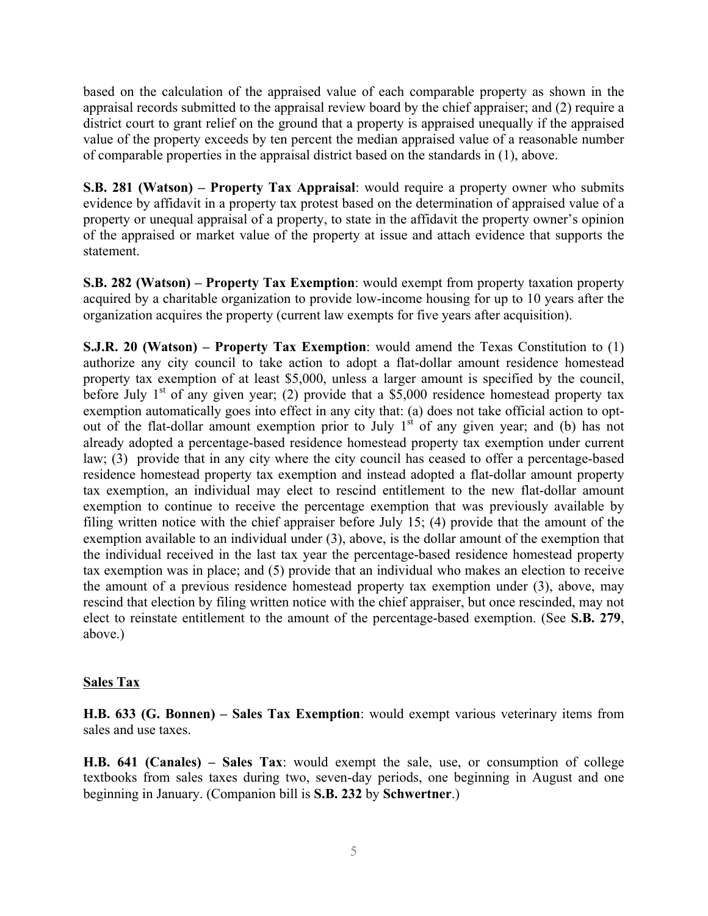based on the calculation of the appraised value of each comparable property as shown in the appraisal records submitted to the appraisal review board by the chief appraiser; and (2) require a district court to grant relief on the ground that a property is appraised unequally if the appraised value of the property exceeds by ten percent the median appraised value of a reasonable number of comparable properties in the appraisal district based on the standards in (1), above.

**S.B. 281 (Watson) – Property Tax Appraisal**: would require a property owner who submits evidence by affidavit in a property tax protest based on the determination of appraised value of a property or unequal appraisal of a property, to state in the affidavit the property owner's opinion of the appraised or market value of the property at issue and attach evidence that supports the statement.

**S.B. 282 (Watson) – Property Tax Exemption**: would exempt from property taxation property acquired by a charitable organization to provide low-income housing for up to 10 years after the organization acquires the property (current law exempts for five years after acquisition).

**S.J.R. 20 (Watson) – Property Tax Exemption**: would amend the Texas Constitution to (1) authorize any city council to take action to adopt a flat-dollar amount residence homestead property tax exemption of at least $5,000, unless a larger amount is specified by the council, before July 1st of any given year; (2) provide that a $5,000 residence homestead property tax exemption automatically goes into effect in any city that: (a) does not take official action to opt-out of the flat-dollar amount exemption prior to July 1st of any given year; and (b) has not already adopted a percentage-based residence homestead property tax exemption under current law; (3) provide that in any city where the city council has ceased to offer a percentage-based residence homestead property tax exemption and instead adopted a flat-dollar amount property tax exemption, an individual may elect to rescind entitlement to the new flat-dollar amount exemption to continue to receive the percentage exemption that was previously available by filing written notice with the chief appraiser before July 15; (4) provide that the amount of the exemption available to an individual under (3), above, is the dollar amount of the exemption that the individual received in the last tax year the percentage-based residence homestead property tax exemption was in place; and (5) provide that an individual who makes an election to receive the amount of a previous residence homestead property tax exemption under (3), above, may rescind that election by filing written notice with the chief appraiser, but once rescinded, may not elect to reinstate entitlement to the amount of the percentage-based exemption. (See **S.B. 279**, above.)

## Sales Tax

**H.B. 633 (G. Bonnen) – Sales Tax Exemption**: would exempt various veterinary items from sales and use taxes.

**H.B. 641 (Canales) – Sales Tax**: would exempt the sale, use, or consumption of college textbooks from sales taxes during two, seven-day periods, one beginning in August and one beginning in January. (Companion bill is **S.B. 232** by **Schwertner**.)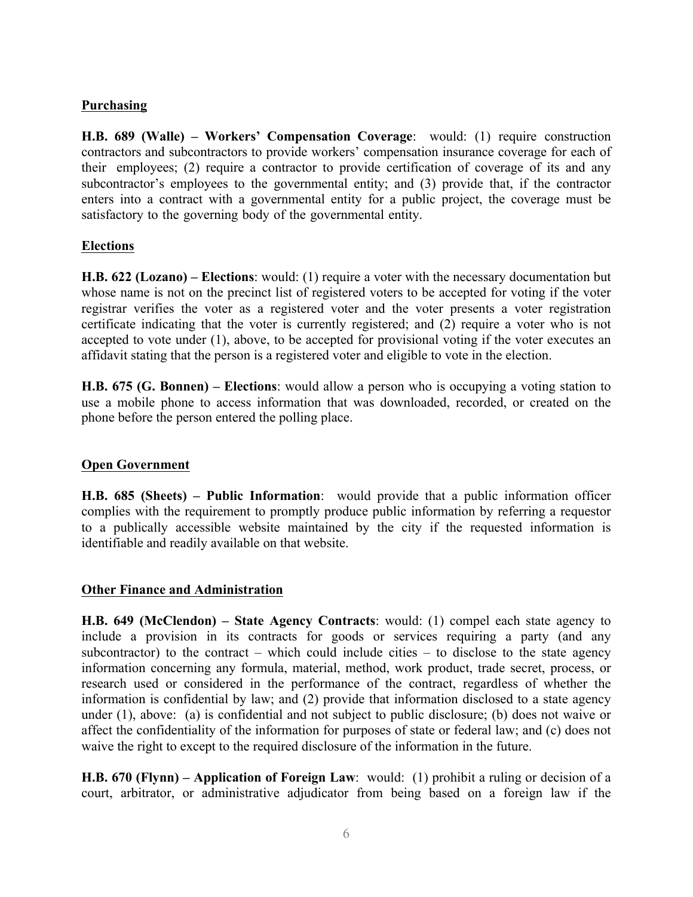**Purchasing**

**H.B. 689 (Walle) – Workers' Compensation Coverage**: would: (1) require construction contractors and subcontractors to provide workers' compensation insurance coverage for each of their employees; (2) require a contractor to provide certification of coverage of its and any subcontractor's employees to the governmental entity; and (3) provide that, if the contractor enters into a contract with a governmental entity for a public project, the coverage must be satisfactory to the governing body of the governmental entity.

**Elections**

**H.B. 622 (Lozano) – Elections**: would: (1) require a voter with the necessary documentation but whose name is not on the precinct list of registered voters to be accepted for voting if the voter registrar verifies the voter as a registered voter and the voter presents a voter registration certificate indicating that the voter is currently registered; and (2) require a voter who is not accepted to vote under (1), above, to be accepted for provisional voting if the voter executes an affidavit stating that the person is a registered voter and eligible to vote in the election.

**H.B. 675 (G. Bonnen) – Elections**: would allow a person who is occupying a voting station to use a mobile phone to access information that was downloaded, recorded, or created on the phone before the person entered the polling place.

**Open Government**

**H.B. 685 (Sheets) – Public Information**: would provide that a public information officer complies with the requirement to promptly produce public information by referring a requestor to a publically accessible website maintained by the city if the requested information is identifiable and readily available on that website.

**Other Finance and Administration**

**H.B. 649 (McClendon) – State Agency Contracts**: would: (1) compel each state agency to include a provision in its contracts for goods or services requiring a party (and any subcontractor) to the contract – which could include cities – to disclose to the state agency information concerning any formula, material, method, work product, trade secret, process, or research used or considered in the performance of the contract, regardless of whether the information is confidential by law; and (2) provide that information disclosed to a state agency under (1), above: (a) is confidential and not subject to public disclosure; (b) does not waive or affect the confidentiality of the information for purposes of state or federal law; and (c) does not waive the right to except to the required disclosure of the information in the future.

**H.B. 670 (Flynn) – Application of Foreign Law**: would: (1) prohibit a ruling or decision of a court, arbitrator, or administrative adjudicator from being based on a foreign law if the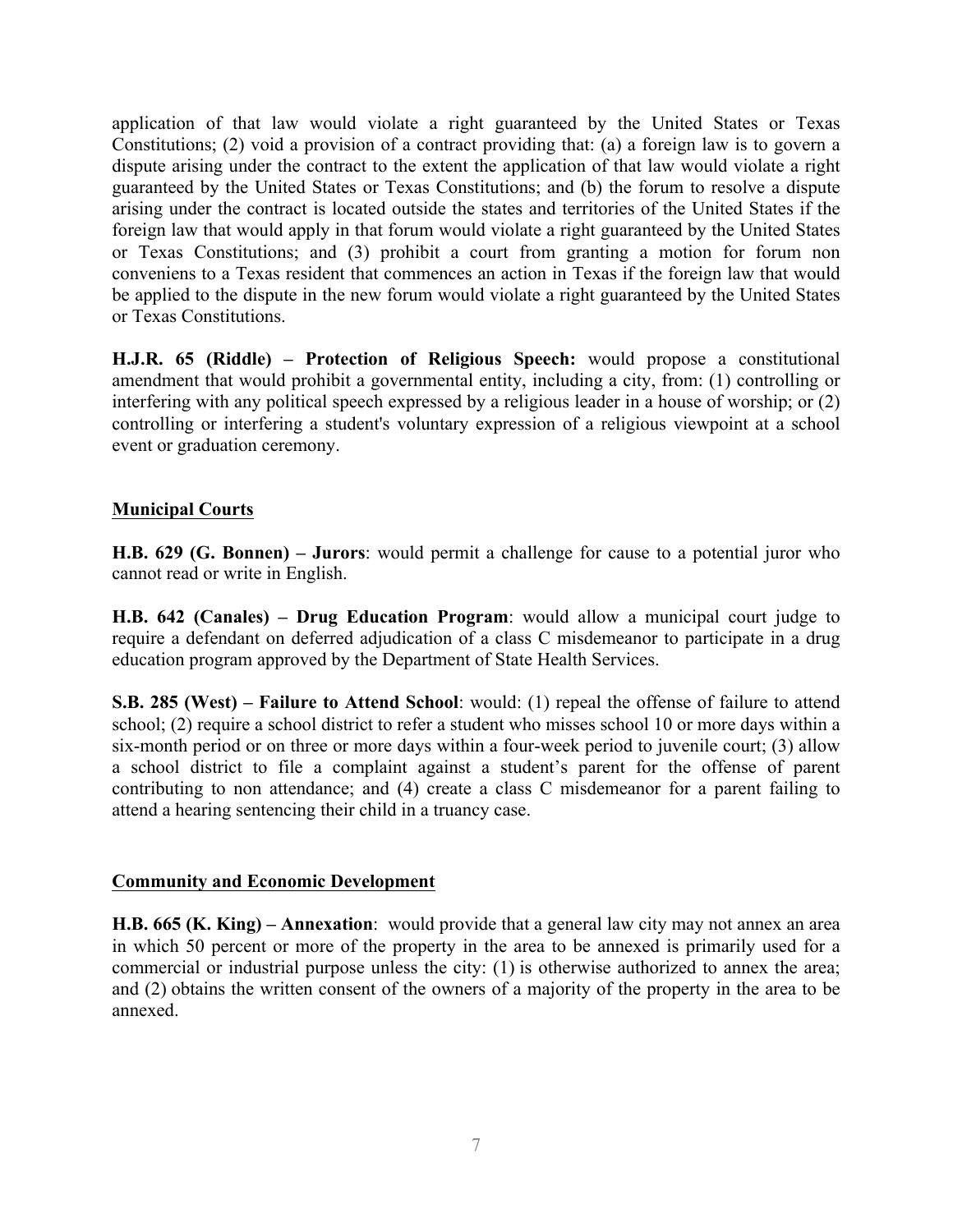application of that law would violate a right guaranteed by the United States or Texas Constitutions; (2) void a provision of a contract providing that: (a) a foreign law is to govern a dispute arising under the contract to the extent the application of that law would violate a right guaranteed by the United States or Texas Constitutions; and (b) the forum to resolve a dispute arising under the contract is located outside the states and territories of the United States if the foreign law that would apply in that forum would violate a right guaranteed by the United States or Texas Constitutions; and (3) prohibit a court from granting a motion for forum non conveniens to a Texas resident that commences an action in Texas if the foreign law that would be applied to the dispute in the new forum would violate a right guaranteed by the United States or Texas Constitutions.

**H.J.R. 65 (Riddle) – Protection of Religious Speech:** would propose a constitutional amendment that would prohibit a governmental entity, including a city, from: (1) controlling or interfering with any political speech expressed by a religious leader in a house of worship; or (2) controlling or interfering a student's voluntary expression of a religious viewpoint at a school event or graduation ceremony.

## Municipal Courts

**H.B. 629 (G. Bonnen) – Jurors**: would permit a challenge for cause to a potential juror who cannot read or write in English.

**H.B. 642 (Canales) – Drug Education Program**: would allow a municipal court judge to require a defendant on deferred adjudication of a class C misdemeanor to participate in a drug education program approved by the Department of State Health Services.

**S.B. 285 (West) – Failure to Attend School**: would: (1) repeal the offense of failure to attend school; (2) require a school district to refer a student who misses school 10 or more days within a six-month period or on three or more days within a four-week period to juvenile court; (3) allow a school district to file a complaint against a student's parent for the offense of parent contributing to non attendance; and (4) create a class C misdemeanor for a parent failing to attend a hearing sentencing their child in a truancy case.

## Community and Economic Development

**H.B. 665 (K. King) – Annexation**: would provide that a general law city may not annex an area in which 50 percent or more of the property in the area to be annexed is primarily used for a commercial or industrial purpose unless the city: (1) is otherwise authorized to annex the area; and (2) obtains the written consent of the owners of a majority of the property in the area to be annexed.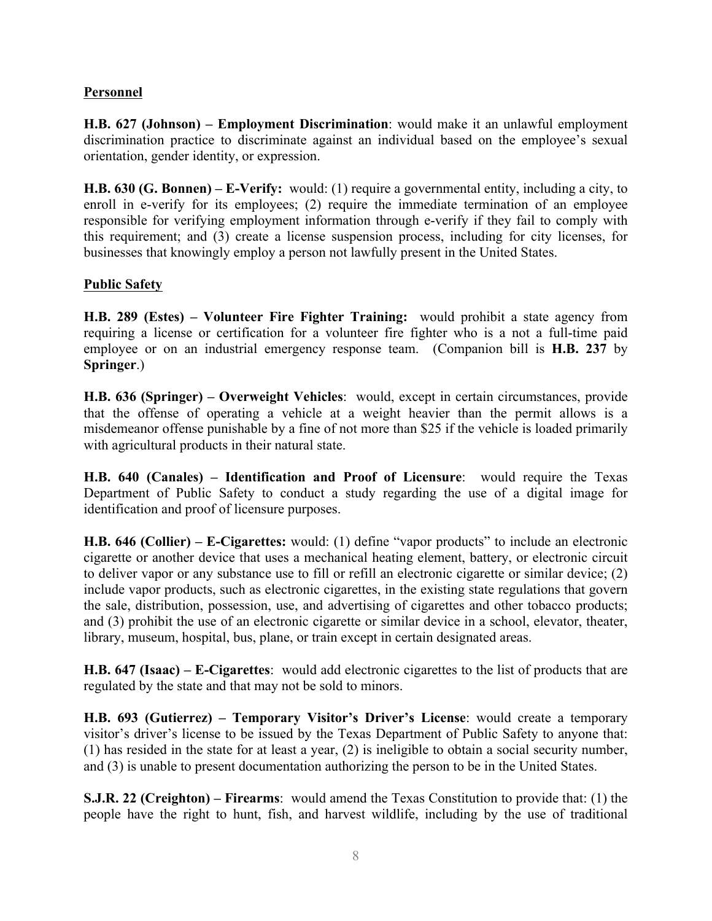**Personnel**

**H.B. 627 (Johnson) – Employment Discrimination**: would make it an unlawful employment discrimination practice to discriminate against an individual based on the employee's sexual orientation, gender identity, or expression.

**H.B. 630 (G. Bonnen) – E-Verify:** would: (1) require a governmental entity, including a city, to enroll in e-verify for its employees; (2) require the immediate termination of an employee responsible for verifying employment information through e-verify if they fail to comply with this requirement; and (3) create a license suspension process, including for city licenses, for businesses that knowingly employ a person not lawfully present in the United States.

**Public Safety**

**H.B. 289 (Estes) – Volunteer Fire Fighter Training:** would prohibit a state agency from requiring a license or certification for a volunteer fire fighter who is a not a full-time paid employee or on an industrial emergency response team. (Companion bill is **H.B. 237** by **Springer**.)

**H.B. 636 (Springer) – Overweight Vehicles**: would, except in certain circumstances, provide that the offense of operating a vehicle at a weight heavier than the permit allows is a misdemeanor offense punishable by a fine of not more than $25 if the vehicle is loaded primarily with agricultural products in their natural state.

**H.B. 640 (Canales) – Identification and Proof of Licensure**: would require the Texas Department of Public Safety to conduct a study regarding the use of a digital image for identification and proof of licensure purposes.

**H.B. 646 (Collier) – E-Cigarettes:** would: (1) define "vapor products" to include an electronic cigarette or another device that uses a mechanical heating element, battery, or electronic circuit to deliver vapor or any substance use to fill or refill an electronic cigarette or similar device; (2) include vapor products, such as electronic cigarettes, in the existing state regulations that govern the sale, distribution, possession, use, and advertising of cigarettes and other tobacco products; and (3) prohibit the use of an electronic cigarette or similar device in a school, elevator, theater, library, museum, hospital, bus, plane, or train except in certain designated areas.

**H.B. 647 (Isaac) – E-Cigarettes**: would add electronic cigarettes to the list of products that are regulated by the state and that may not be sold to minors.

**H.B. 693 (Gutierrez) – Temporary Visitor's Driver's License**: would create a temporary visitor's driver's license to be issued by the Texas Department of Public Safety to anyone that: (1) has resided in the state for at least a year, (2) is ineligible to obtain a social security number, and (3) is unable to present documentation authorizing the person to be in the United States.

**S.J.R. 22 (Creighton) – Firearms**: would amend the Texas Constitution to provide that: (1) the people have the right to hunt, fish, and harvest wildlife, including by the use of traditional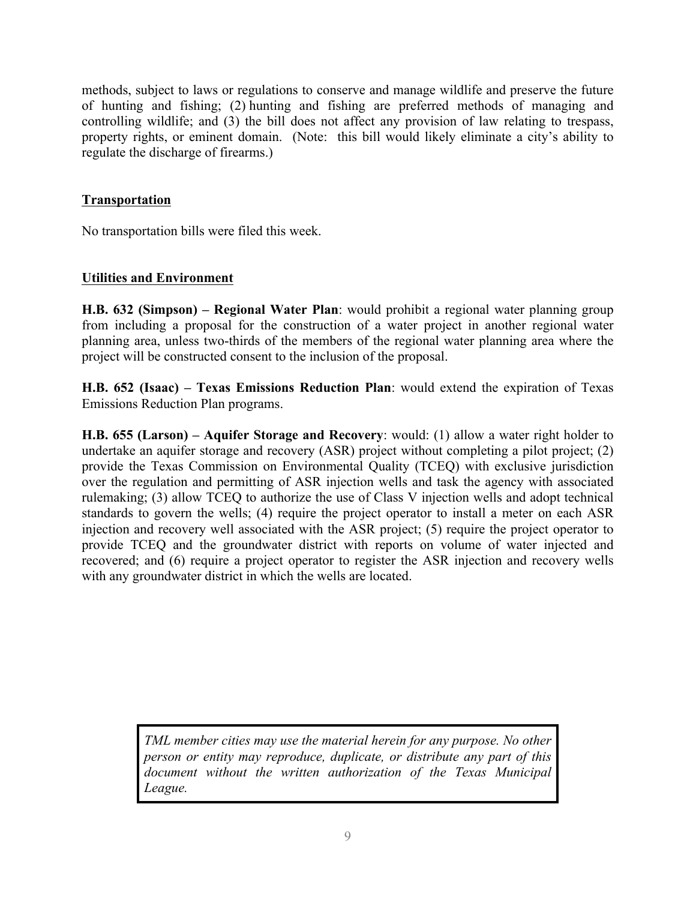methods, subject to laws or regulations to conserve and manage wildlife and preserve the future of hunting and fishing; (2) hunting and fishing are preferred methods of managing and controlling wildlife; and (3) the bill does not affect any provision of law relating to trespass, property rights, or eminent domain. (Note: this bill would likely eliminate a city's ability to regulate the discharge of firearms.)

## Transportation

No transportation bills were filed this week.

## Utilities and Environment

**H.B. 632 (Simpson) – Regional Water Plan**: would prohibit a regional water planning group from including a proposal for the construction of a water project in another regional water planning area, unless two-thirds of the members of the regional water planning area where the project will be constructed consent to the inclusion of the proposal.

**H.B. 652 (Isaac) – Texas Emissions Reduction Plan**: would extend the expiration of Texas Emissions Reduction Plan programs.

**H.B. 655 (Larson) – Aquifer Storage and Recovery**: would: (1) allow a water right holder to undertake an aquifer storage and recovery (ASR) project without completing a pilot project; (2) provide the Texas Commission on Environmental Quality (TCEQ) with exclusive jurisdiction over the regulation and permitting of ASR injection wells and task the agency with associated rulemaking; (3) allow TCEQ to authorize the use of Class V injection wells and adopt technical standards to govern the wells; (4) require the project operator to install a meter on each ASR injection and recovery well associated with the ASR project; (5) require the project operator to provide TCEQ and the groundwater district with reports on volume of water injected and recovered; and (6) require a project operator to register the ASR injection and recovery wells with any groundwater district in which the wells are located.

*TML member cities may use the material herein for any purpose. No other person or entity may reproduce, duplicate, or distribute any part of this document without the written authorization of the Texas Municipal League.*